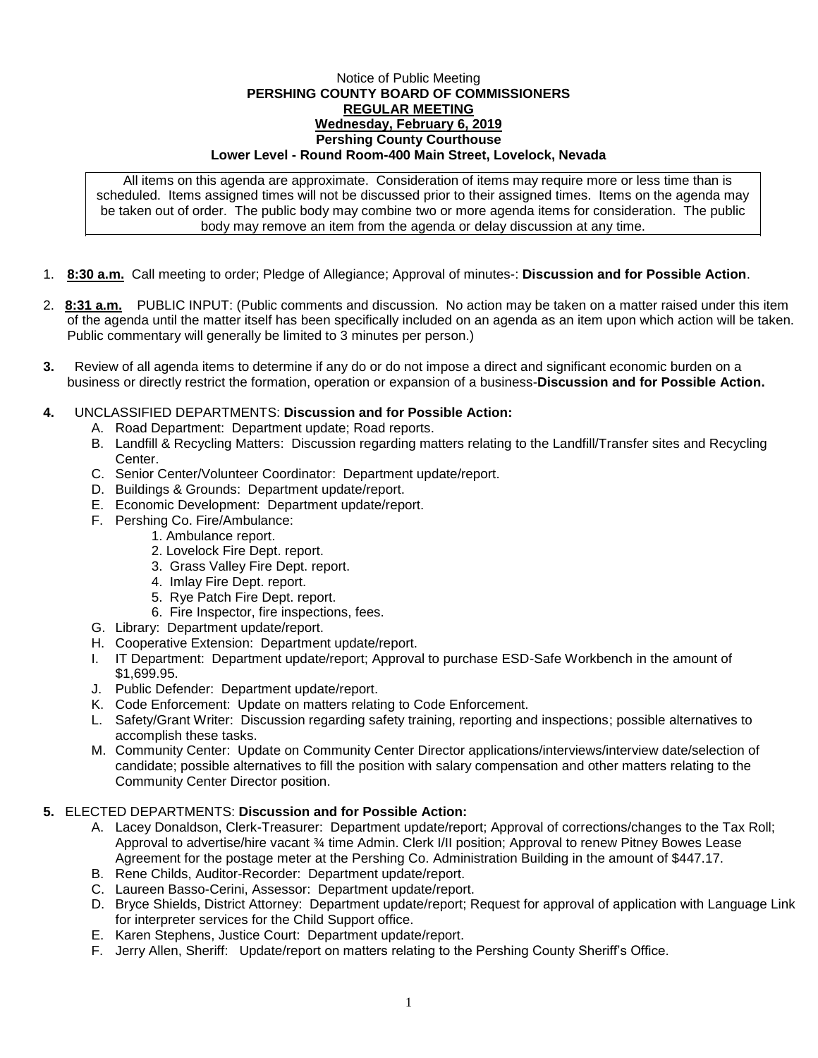Notice of Public Meeting

**PERSHING COUNTY BOARD OF COMMISSIONERS**

**REGULAR MEETING**

**Wednesday, February 6, 2019**

**Pershing County Courthouse**

**Lower Level - Round Room-400 Main Street, Lovelock, Nevada**

All items on this agenda are approximate. Consideration of items may require more or less time than is scheduled. Items assigned times will not be discussed prior to their assigned times. Items on the agenda may be taken out of order. The public body may combine two or more agenda items for consideration. The public body may remove an item from the agenda or delay discussion at any time.

1. **8:30 a.m.** Call meeting to order; Pledge of Allegiance; Approval of minutes-: **Discussion and for Possible Action**.

2. **8:31 a.m.** PUBLIC INPUT: (Public comments and discussion. No action may be taken on a matter raised under this item of the agenda until the matter itself has been specifically included on an agenda as an item upon which action will be taken. Public commentary will generally be limited to 3 minutes per person.)

3. Review of all agenda items to determine if any do or do not impose a direct and significant economic burden on a business or directly restrict the formation, operation or expansion of a business-**Discussion and for Possible Action.**

4. UNCLASSIFIED DEPARTMENTS: **Discussion and for Possible Action:**
   - A. Road Department: Department update; Road reports.
   - B. Landfill & Recycling Matters: Discussion regarding matters relating to the Landfill/Transfer sites and Recycling Center.
   - C. Senior Center/Volunteer Coordinator: Department update/report.
   - D. Buildings & Grounds: Department update/report.
   - E. Economic Development: Department update/report.
   - F. Pershing Co. Fire/Ambulance:
     1. Ambulance report.
     2. Lovelock Fire Dept. report.
     3. Grass Valley Fire Dept. report.
     4. Imlay Fire Dept. report.
     5. Rye Patch Fire Dept. report.
     6. Fire Inspector, fire inspections, fees.
   - G. Library: Department update/report.
   - H. Cooperative Extension: Department update/report.
   - I. IT Department: Department update/report; Approval to purchase ESD-Safe Workbench in the amount of $1,699.95.
   - J. Public Defender: Department update/report.
   - K. Code Enforcement: Update on matters relating to Code Enforcement.
   - L. Safety/Grant Writer: Discussion regarding safety training, reporting and inspections; possible alternatives to accomplish these tasks.
   - M. Community Center: Update on Community Center Director applications/interviews/interview date/selection of candidate; possible alternatives to fill the position with salary compensation and other matters relating to the Community Center Director position.

5. ELECTED DEPARTMENTS: **Discussion and for Possible Action:**
   - A. Lacey Donaldson, Clerk-Treasurer: Department update/report; Approval of corrections/changes to the Tax Roll; Approval to advertise/hire vacant ¾ time Admin. Clerk I/II position; Approval to renew Pitney Bowes Lease Agreement for the postage meter at the Pershing Co. Administration Building in the amount of $447.17.
   - B. Rene Childs, Auditor-Recorder: Department update/report.
   - C. Laureen Basso-Cerini, Assessor: Department update/report.
   - D. Bryce Shields, District Attorney: Department update/report; Request for approval of application with Language Link for interpreter services for the Child Support office.
   - E. Karen Stephens, Justice Court: Department update/report.
   - F. Jerry Allen, Sheriff: Update/report on matters relating to the Pershing County Sheriff's Office.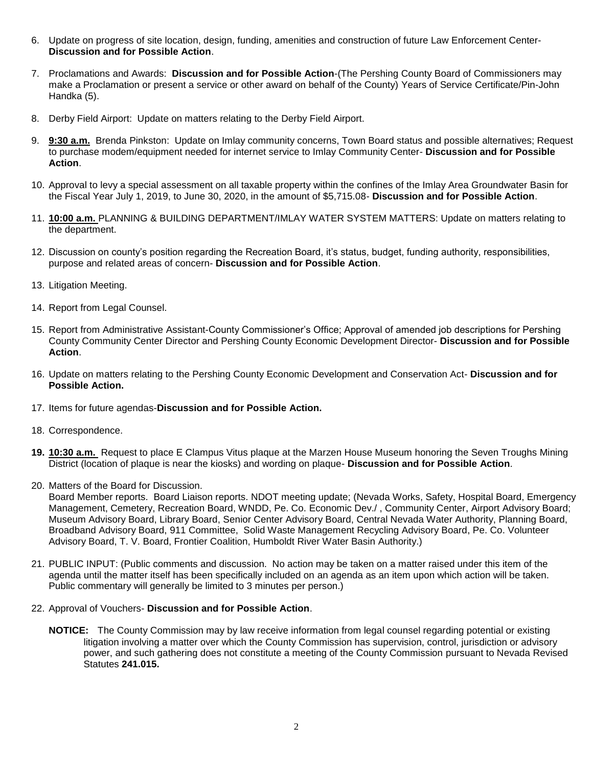6. Update on progress of site location, design, funding, amenities and construction of future Law Enforcement Center- **Discussion and for Possible Action**.

7. Proclamations and Awards: **Discussion and for Possible Action**-(The Pershing County Board of Commissioners may make a Proclamation or present a service or other award on behalf of the County) Years of Service Certificate/Pin-John Handka (5).

8. Derby Field Airport: Update on matters relating to the Derby Field Airport.

9. **9:30 a.m.** Brenda Pinkston: Update on Imlay community concerns, Town Board status and possible alternatives; Request to purchase modem/equipment needed for internet service to Imlay Community Center- **Discussion and for Possible Action**.

10. Approval to levy a special assessment on all taxable property within the confines of the Imlay Area Groundwater Basin for the Fiscal Year July 1, 2019, to June 30, 2020, in the amount of $5,715.08- **Discussion and for Possible Action**.

11. **10:00 a.m.** PLANNING & BUILDING DEPARTMENT/IMLAY WATER SYSTEM MATTERS: Update on matters relating to the department.

12. Discussion on county's position regarding the Recreation Board, it's status, budget, funding authority, responsibilities, purpose and related areas of concern- **Discussion and for Possible Action**.

13. Litigation Meeting.

14. Report from Legal Counsel.

15. Report from Administrative Assistant-County Commissioner's Office; Approval of amended job descriptions for Pershing County Community Center Director and Pershing County Economic Development Director- **Discussion and for Possible Action**.

16. Update on matters relating to the Pershing County Economic Development and Conservation Act- **Discussion and for Possible Action.**

17. Items for future agendas-**Discussion and for Possible Action.**

18. Correspondence.

19. **10:30 a.m.** Request to place E Clampus Vitus plaque at the Marzen House Museum honoring the Seven Troughs Mining District (location of plaque is near the kiosks) and wording on plaque- **Discussion and for Possible Action**.

20. Matters of the Board for Discussion.
    Board Member reports. Board Liaison reports. NDOT meeting update; (Nevada Works, Safety, Hospital Board, Emergency Management, Cemetery, Recreation Board, WNDD, Pe. Co. Economic Dev./ , Community Center, Airport Advisory Board; Museum Advisory Board, Library Board, Senior Center Advisory Board, Central Nevada Water Authority, Planning Board, Broadband Advisory Board, 911 Committee, Solid Waste Management Recycling Advisory Board, Pe. Co. Volunteer Advisory Board, T. V. Board, Frontier Coalition, Humboldt River Water Basin Authority.)

21. PUBLIC INPUT: (Public comments and discussion. No action may be taken on a matter raised under this item of the agenda until the matter itself has been specifically included on an agenda as an item upon which action will be taken. Public commentary will generally be limited to 3 minutes per person.)

22. Approval of Vouchers- **Discussion and for Possible Action**.

**NOTICE:** The County Commission may by law receive information from legal counsel regarding potential or existing litigation involving a matter over which the County Commission has supervision, control, jurisdiction or advisory power, and such gathering does not constitute a meeting of the County Commission pursuant to Nevada Revised Statutes **241.015.**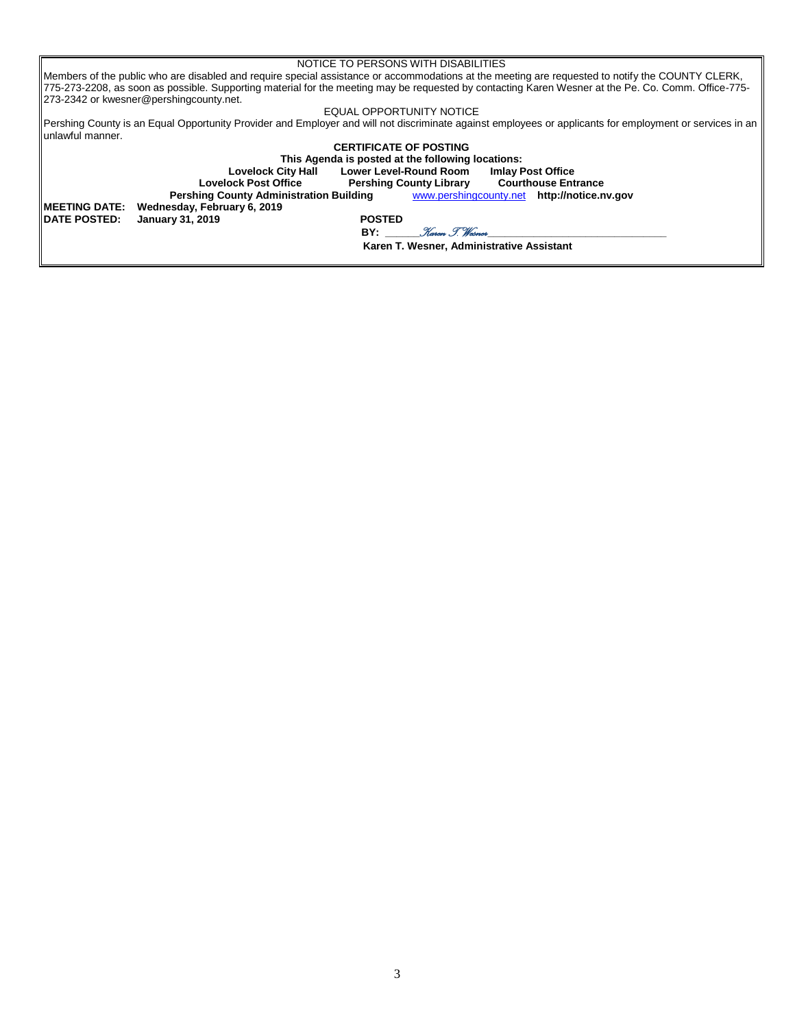NOTICE TO PERSONS WITH DISABILITIES

Members of the public who are disabled and require special assistance or accommodations at the meeting are requested to notify the COUNTY CLERK, 775-273-2208, as soon as possible. Supporting material for the meeting may be requested by contacting Karen Wesner at the Pe. Co. Comm. Office-775-273-2342 or kwesner@pershingcounty.net.

EQUAL OPPORTUNITY NOTICE

Pershing County is an Equal Opportunity Provider and Employer and will not discriminate against employees or applicants for employment or services in an unlawful manner.

**CERTIFICATE OF POSTING**

**This Agenda is posted at the following locations:**

**Lovelock City Hall    Lower Level-Round Room    Imlay Post Office**

**Lovelock Post Office    Pershing County Library    Courthouse Entrance**

**Pershing County Administration Building**    www.pershingcounty.net    **http://notice.nv.gov**

**MEETING DATE:** **Wednesday, February 6, 2019**

**DATE POSTED:** **January 31, 2019**

**POSTED**

**BY:** ______*Karen T. Wesner*______________________________

**Karen T. Wesner, Administrative Assistant**